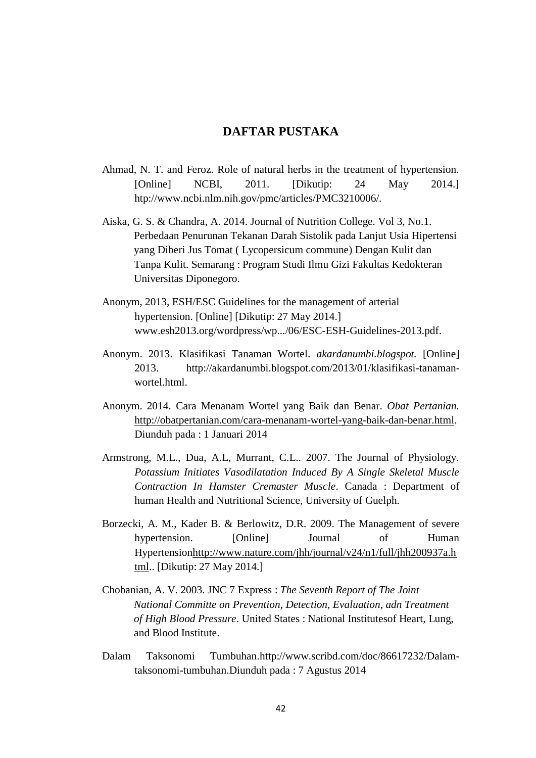# DAFTAR PUSTAKA

Ahmad, N. T. and Feroz. Role of natural herbs in the treatment of hypertension. [Online] NCBI, 2011. [Dikutip: 24 May 2014.] htp://www.ncbi.nlm.nih.gov/pmc/articles/PMC3210006/.

Aiska, G. S. & Chandra, A. 2014. Journal of Nutrition College. Vol 3, No.1. Perbedaan Penurunan Tekanan Darah Sistolik pada Lanjut Usia Hipertensi yang Diberi Jus Tomat ( Lycopersicum commune) Dengan Kulit dan Tanpa Kulit. Semarang : Program Studi Ilmu Gizi Fakultas Kedokteran Universitas Diponegoro.

Anonym, 2013, ESH/ESC Guidelines for the management of arterial hypertension. [Online] [Dikutip: 27 May 2014.] www.esh2013.org/wordpress/wp.../06/ESC-ESH-Guidelines-2013.pdf.

Anonym. 2013. Klasifikasi Tanaman Wortel. *akardanumbi.blogspot.* [Online] 2013. http://akardanumbi.blogspot.com/2013/01/klasifikasi-tanaman-wortel.html.

Anonym. 2014. Cara Menanam Wortel yang Baik dan Benar. *Obat Pertanian.* http://obatpertanian.com/cara-menanam-wortel-yang-baik-dan-benar.html. Diunduh pada : 1 Januari 2014

Armstrong, M.L., Dua, A.L, Murrant, C.L.. 2007. The Journal of Physiology. *Potassium Initiates Vasodilatation Induced By A Single Skeletal Muscle Contraction In Hamster Cremaster Muscle*. Canada : Department of human Health and Nutritional Science, University of Guelph.

Borzecki, A. M., Kader B. & Berlowitz, D.R. 2009. The Management of severe hypertension. [Online] Journal of Human Hypertensionhttp://www.nature.com/jhh/journal/v24/n1/full/jhh200937a.html.. [Dikutip: 27 May 2014.]

Chobanian, A. V. 2003. JNC 7 Express : *The Seventh Report of The Joint National Committe on Prevention, Detection, Evaluation, adn Treatment of High Blood Pressure*. United States : National Institutesof Heart, Lung, and Blood Institute.

Dalam Taksonomi Tumbuhan.http://www.scribd.com/doc/86617232/Dalam-taksonomi-tumbuhan.Diunduh pada : 7 Agustus 2014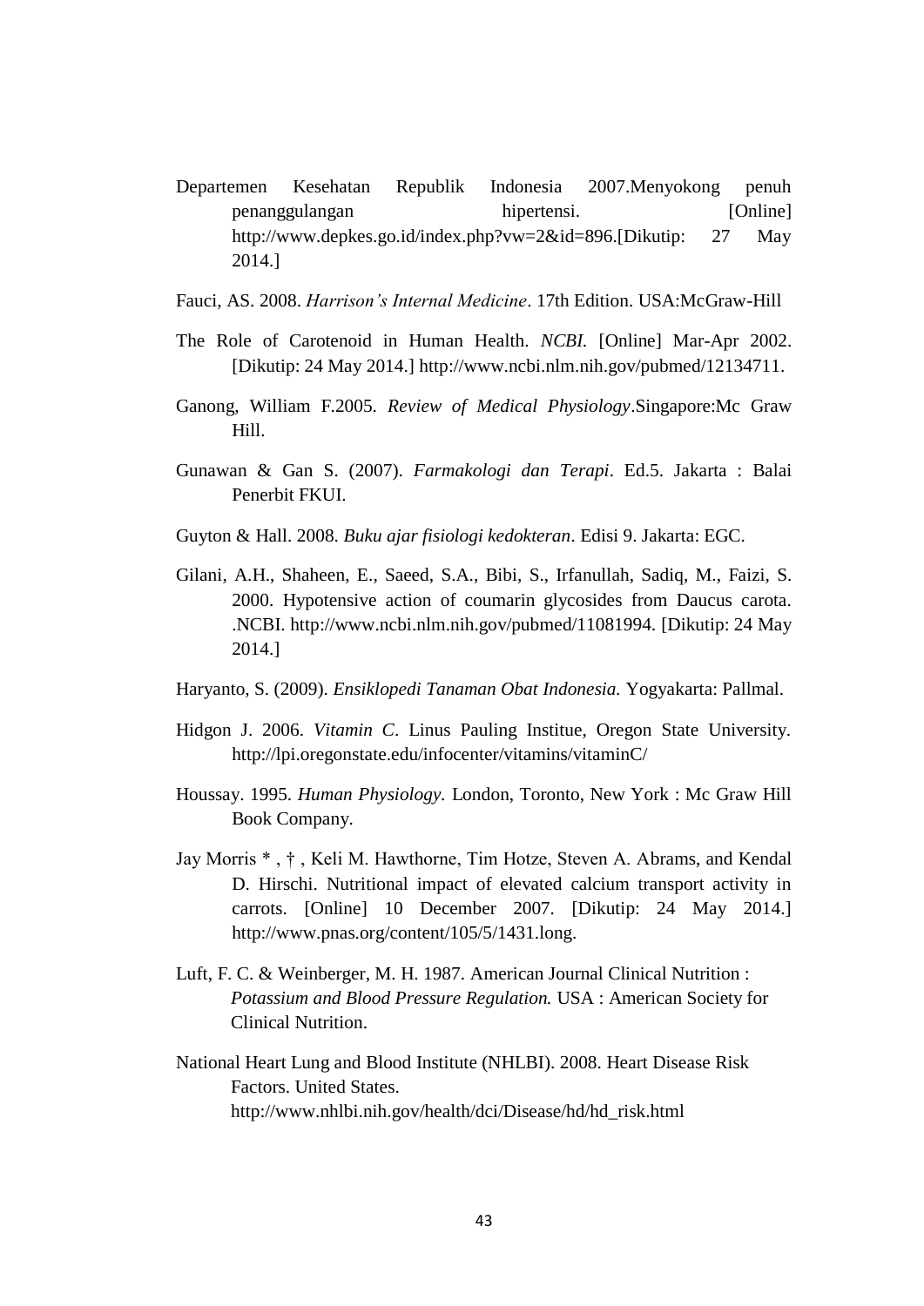Departemen Kesehatan Republik Indonesia 2007.Menyokong penuh penanggulangan hipertensi. [Online] http://www.depkes.go.id/index.php?vw=2&id=896.[Dikutip: 27 May 2014.]

Fauci, AS. 2008. *Harrison's Internal Medicine*. 17th Edition. USA:McGraw-Hill

The Role of Carotenoid in Human Health. *NCBI.* [Online] Mar-Apr 2002. [Dikutip: 24 May 2014.] http://www.ncbi.nlm.nih.gov/pubmed/12134711.

Ganong, William F.2005. *Review of Medical Physiology*.Singapore:Mc Graw Hill.

Gunawan & Gan S. (2007). *Farmakologi dan Terapi*. Ed.5. Jakarta : Balai Penerbit FKUI.

Guyton & Hall. 2008. *Buku ajar fisiologi kedokteran*. Edisi 9. Jakarta: EGC.

Gilani, A.H., Shaheen, E., Saeed, S.A., Bibi, S., Irfanullah, Sadiq, M., Faizi, S. 2000. Hypotensive action of coumarin glycosides from Daucus carota. .NCBI. http://www.ncbi.nlm.nih.gov/pubmed/11081994. [Dikutip: 24 May 2014.]

Haryanto, S. (2009). *Ensiklopedi Tanaman Obat Indonesia.* Yogyakarta: Pallmal.

Hidgon J. 2006. *Vitamin C*. Linus Pauling Institue, Oregon State University. http://lpi.oregonstate.edu/infocenter/vitamins/vitaminC/

Houssay. 1995. *Human Physiology.* London, Toronto, New York : Mc Graw Hill Book Company.

Jay Morris * , † , Keli M. Hawthorne, Tim Hotze, Steven A. Abrams, and Kendal D. Hirschi. Nutritional impact of elevated calcium transport activity in carrots. [Online] 10 December 2007. [Dikutip: 24 May 2014.] http://www.pnas.org/content/105/5/1431.long.

Luft, F. C. & Weinberger, M. H. 1987. American Journal Clinical Nutrition : *Potassium and Blood Pressure Regulation.* USA : American Society for Clinical Nutrition.

National Heart Lung and Blood Institute (NHLBI). 2008. Heart Disease Risk Factors. United States. http://www.nhlbi.nih.gov/health/dci/Disease/hd/hd_risk.html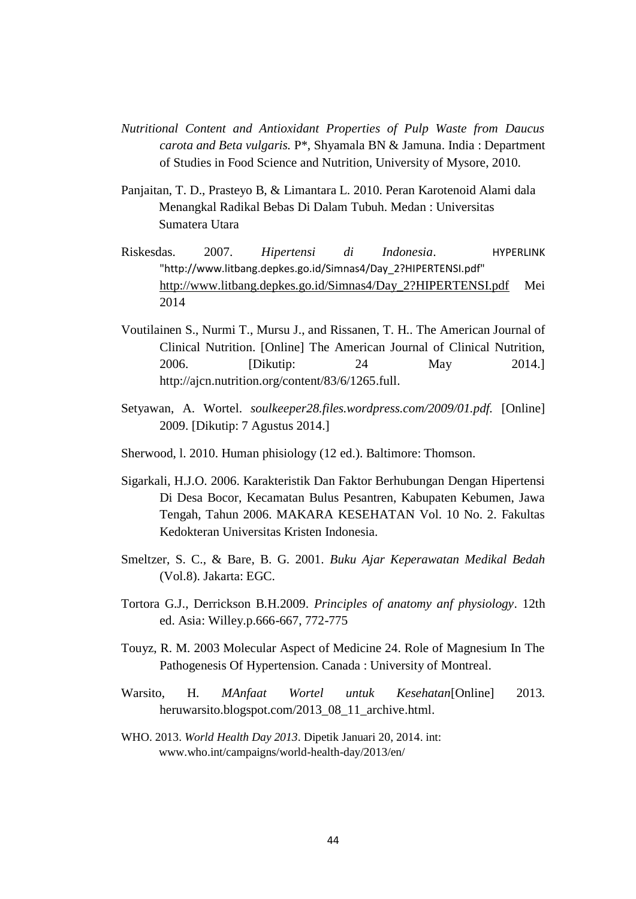*Nutritional Content and Antioxidant Properties of Pulp Waste from Daucus carota and Beta vulgaris.* P*, Shyamala BN & Jamuna. India : Department of Studies in Food Science and Nutrition, University of Mysore, 2010.

Panjaitan, T. D., Prasteyo B, & Limantara L. 2010. Peran Karotenoid Alami dala Menangkal Radikal Bebas Di Dalam Tubuh. Medan : Universitas Sumatera Utara

Riskesdas. 2007. *Hipertensi di Indonesia*. HYPERLINK "http://www.litbang.depkes.go.id/Simnas4/Day_2?HIPERTENSI.pdf" http://www.litbang.depkes.go.id/Simnas4/Day_2?HIPERTENSI.pdf Mei 2014

Voutilainen S., Nurmi T., Mursu J., and Rissanen, T. H.. The American Journal of Clinical Nutrition. [Online] The American Journal of Clinical Nutrition, 2006. [Dikutip: 24 May 2014.] http://ajcn.nutrition.org/content/83/6/1265.full.

Setyawan, A. Wortel. *soulkeeper28.files.wordpress.com/2009/01.pdf.* [Online] 2009. [Dikutip: 7 Agustus 2014.]

Sherwood, l. 2010. Human phisiology (12 ed.). Baltimore: Thomson.

Sigarkali, H.J.O. 2006. Karakteristik Dan Faktor Berhubungan Dengan Hipertensi Di Desa Bocor, Kecamatan Bulus Pesantren, Kabupaten Kebumen, Jawa Tengah, Tahun 2006. MAKARA KESEHATAN Vol. 10 No. 2. Fakultas Kedokteran Universitas Kristen Indonesia.

Smeltzer, S. C., & Bare, B. G. 2001. *Buku Ajar Keperawatan Medikal Bedah* (Vol.8). Jakarta: EGC.

Tortora G.J., Derrickson B.H.2009. *Principles of anatomy anf physiology*. 12th ed. Asia: Willey.p.666-667, 772-775

Touyz, R. M. 2003 Molecular Aspect of Medicine 24. Role of Magnesium In The Pathogenesis Of Hypertension. Canada : University of Montreal.

Warsito, H. *MAnfaat Wortel untuk Kesehatan*[Online] 2013. heruwarsito.blogspot.com/2013_08_11_archive.html.

WHO. 2013. *World Health Day 2013*. Dipetik Januari 20, 2014. int: www.who.int/campaigns/world-health-day/2013/en/